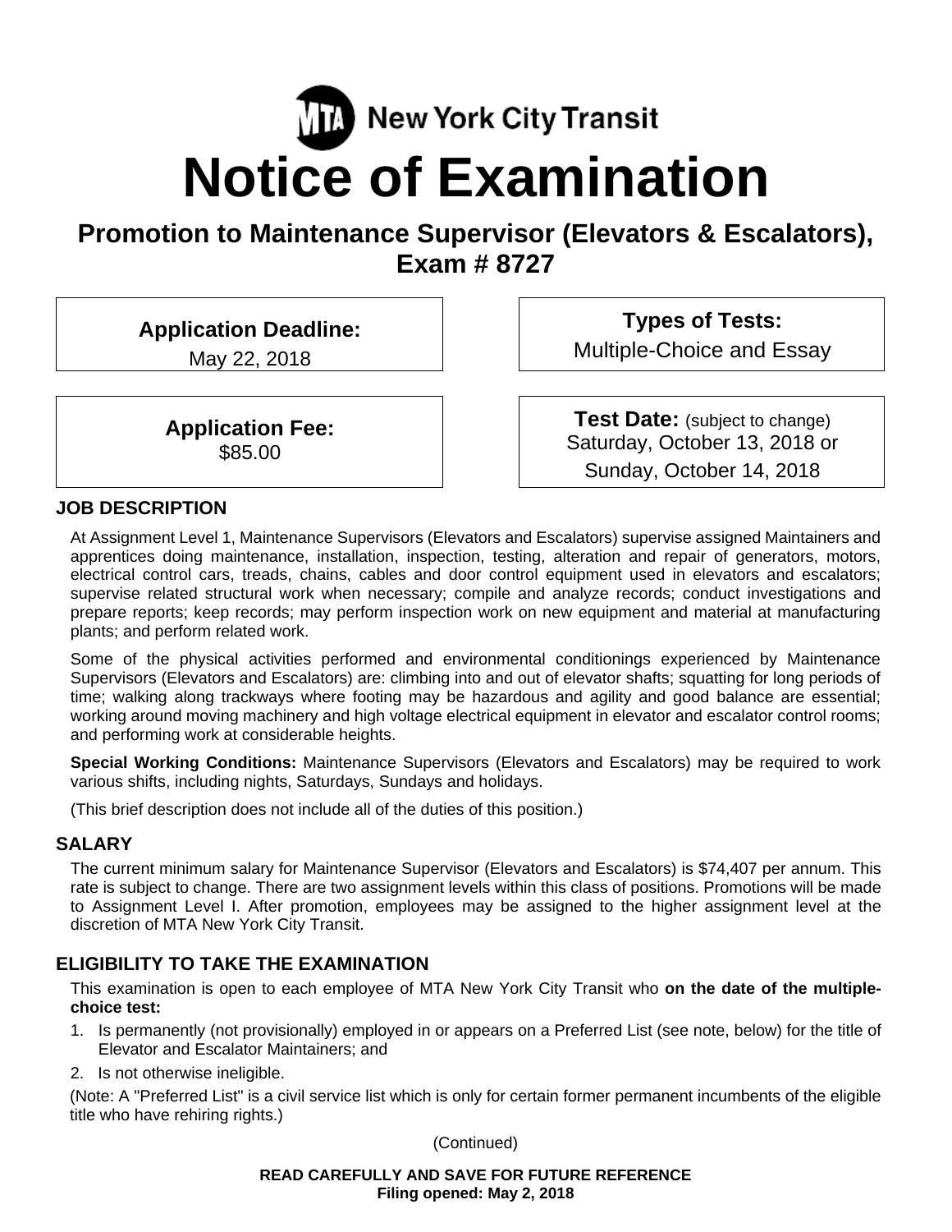MTA New York City Transit

# Notice of Examination

## Promotion to Maintenance Supervisor (Elevators & Escalators), Exam # 8727

**Application Deadline:**
May 22, 2018

**Types of Tests:**
Multiple-Choice and Essay

**Application Fee:**
$85.00

**Test Date:** (subject to change)
Saturday, October 13, 2018 or
Sunday, October 14, 2018

### JOB DESCRIPTION

At Assignment Level 1, Maintenance Supervisors (Elevators and Escalators) supervise assigned Maintainers and apprentices doing maintenance, installation, inspection, testing, alteration and repair of generators, motors, electrical control cars, treads, chains, cables and door control equipment used in elevators and escalators; supervise related structural work when necessary; compile and analyze records; conduct investigations and prepare reports; keep records; may perform inspection work on new equipment and material at manufacturing plants; and perform related work.

Some of the physical activities performed and environmental conditionings experienced by Maintenance Supervisors (Elevators and Escalators) are: climbing into and out of elevator shafts; squatting for long periods of time; walking along trackways where footing may be hazardous and agility and good balance are essential; working around moving machinery and high voltage electrical equipment in elevator and escalator control rooms; and performing work at considerable heights.

**Special Working Conditions:** Maintenance Supervisors (Elevators and Escalators) may be required to work various shifts, including nights, Saturdays, Sundays and holidays.

(This brief description does not include all of the duties of this position.)

### SALARY

The current minimum salary for Maintenance Supervisor (Elevators and Escalators) is $74,407 per annum. This rate is subject to change. There are two assignment levels within this class of positions. Promotions will be made to Assignment Level I. After promotion, employees may be assigned to the higher assignment level at the discretion of MTA New York City Transit.

### ELIGIBILITY TO TAKE THE EXAMINATION

This examination is open to each employee of MTA New York City Transit who **on the date of the multiple-choice test:**

1. Is permanently (not provisionally) employed in or appears on a Preferred List (see note, below) for the title of Elevator and Escalator Maintainers; and
2. Is not otherwise ineligible.

(Note: A "Preferred List" is a civil service list which is only for certain former permanent incumbents of the eligible title who have rehiring rights.)

(Continued)

**READ CAREFULLY AND SAVE FOR FUTURE REFERENCE**
**Filing opened: May 2, 2018**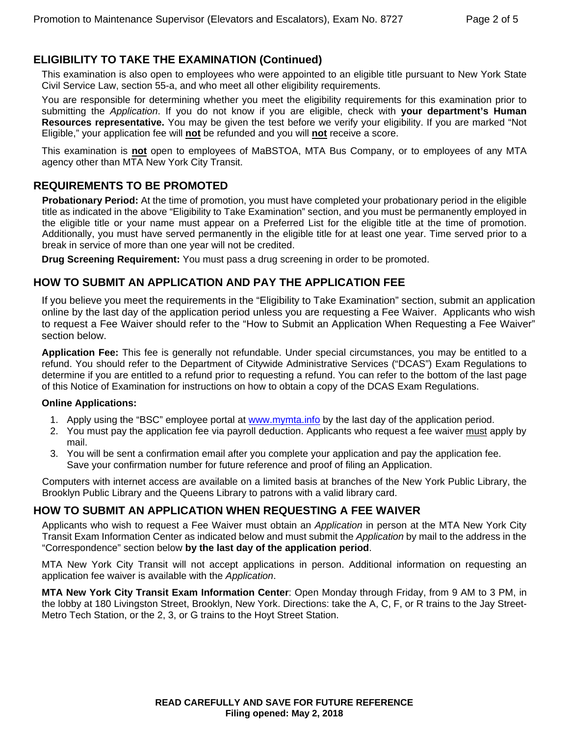## ELIGIBILITY TO TAKE THE EXAMINATION (Continued)

This examination is also open to employees who were appointed to an eligible title pursuant to New York State Civil Service Law, section 55-a, and who meet all other eligibility requirements.

You are responsible for determining whether you meet the eligibility requirements for this examination prior to submitting the *Application*. If you do not know if you are eligible, check with **your department's Human Resources representative.** You may be given the test before we verify your eligibility. If you are marked "Not Eligible," your application fee will **not** be refunded and you will **not** receive a score.

This examination is **not** open to employees of MaBSTOA, MTA Bus Company, or to employees of any MTA agency other than MTA New York City Transit.

## REQUIREMENTS TO BE PROMOTED

**Probationary Period:** At the time of promotion, you must have completed your probationary period in the eligible title as indicated in the above "Eligibility to Take Examination" section, and you must be permanently employed in the eligible title or your name must appear on a Preferred List for the eligible title at the time of promotion. Additionally, you must have served permanently in the eligible title for at least one year. Time served prior to a break in service of more than one year will not be credited.

**Drug Screening Requirement:** You must pass a drug screening in order to be promoted.

## HOW TO SUBMIT AN APPLICATION AND PAY THE APPLICATION FEE

If you believe you meet the requirements in the "Eligibility to Take Examination" section, submit an application online by the last day of the application period unless you are requesting a Fee Waiver. Applicants who wish to request a Fee Waiver should refer to the "How to Submit an Application When Requesting a Fee Waiver" section below.

**Application Fee:** This fee is generally not refundable. Under special circumstances, you may be entitled to a refund. You should refer to the Department of Citywide Administrative Services ("DCAS") Exam Regulations to determine if you are entitled to a refund prior to requesting a refund. You can refer to the bottom of the last page of this Notice of Examination for instructions on how to obtain a copy of the DCAS Exam Regulations.

**Online Applications:**

1. Apply using the "BSC" employee portal at www.mymta.info by the last day of the application period.
2. You must pay the application fee via payroll deduction. Applicants who request a fee waiver must apply by mail.
3. You will be sent a confirmation email after you complete your application and pay the application fee. Save your confirmation number for future reference and proof of filing an Application.

Computers with internet access are available on a limited basis at branches of the New York Public Library, the Brooklyn Public Library and the Queens Library to patrons with a valid library card.

## HOW TO SUBMIT AN APPLICATION WHEN REQUESTING A FEE WAIVER

Applicants who wish to request a Fee Waiver must obtain an *Application* in person at the MTA New York City Transit Exam Information Center as indicated below and must submit the *Application* by mail to the address in the "Correspondence" section below **by the last day of the application period**.

MTA New York City Transit will not accept applications in person. Additional information on requesting an application fee waiver is available with the *Application*.

**MTA New York City Transit Exam Information Center**: Open Monday through Friday, from 9 AM to 3 PM, in the lobby at 180 Livingston Street, Brooklyn, New York. Directions: take the A, C, F, or R trains to the Jay Street-Metro Tech Station, or the 2, 3, or G trains to the Hoyt Street Station.

**READ CAREFULLY AND SAVE FOR FUTURE REFERENCE**
**Filing opened: May 2, 2018**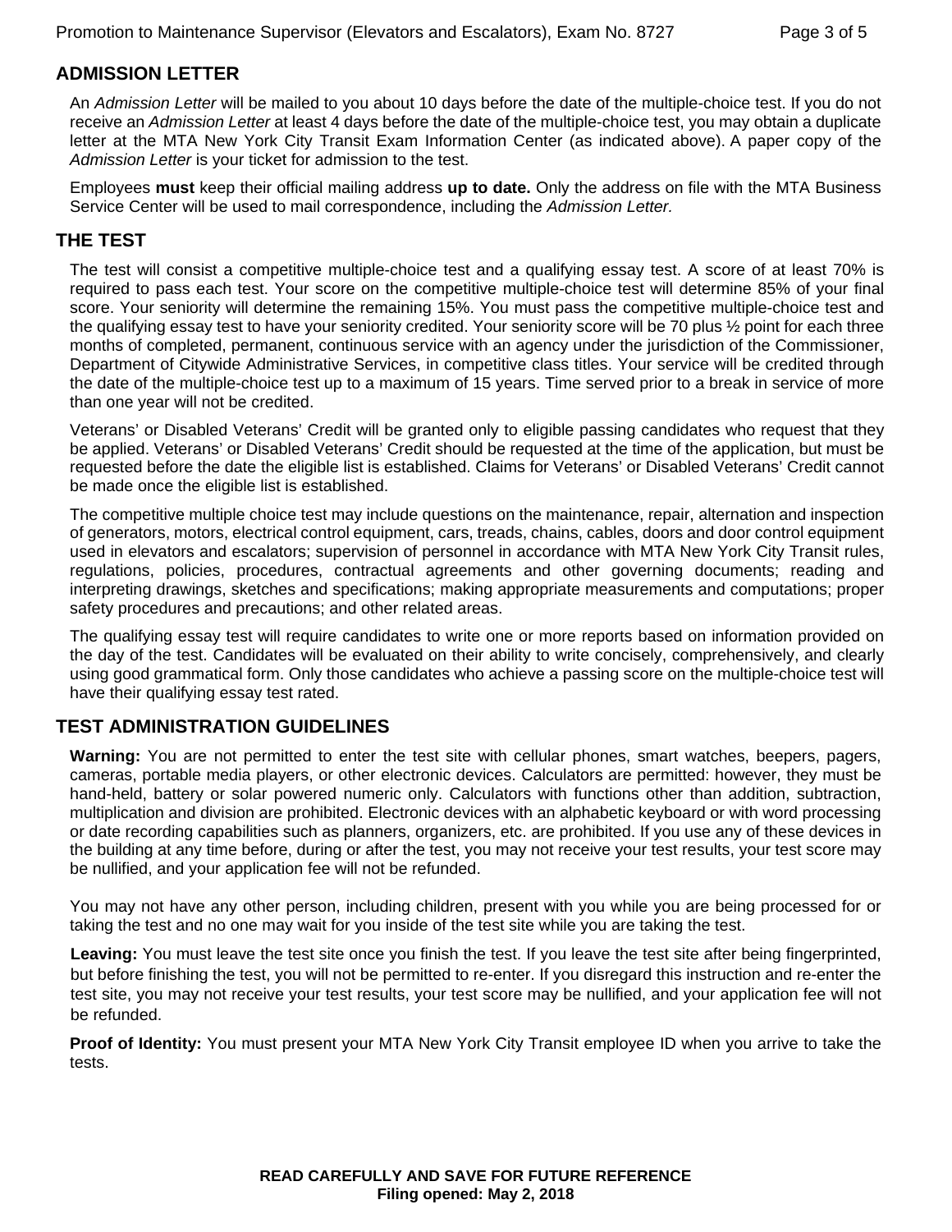## ADMISSION LETTER

An *Admission Letter* will be mailed to you about 10 days before the date of the multiple-choice test. If you do not receive an *Admission Letter* at least 4 days before the date of the multiple-choice test, you may obtain a duplicate letter at the MTA New York City Transit Exam Information Center (as indicated above). A paper copy of the *Admission Letter* is your ticket for admission to the test.

Employees **must** keep their official mailing address **up to date.** Only the address on file with the MTA Business Service Center will be used to mail correspondence, including the *Admission Letter.*

## THE TEST

The test will consist a competitive multiple-choice test and a qualifying essay test. A score of at least 70% is required to pass each test. Your score on the competitive multiple-choice test will determine 85% of your final score. Your seniority will determine the remaining 15%. You must pass the competitive multiple-choice test and the qualifying essay test to have your seniority credited. Your seniority score will be 70 plus ½ point for each three months of completed, permanent, continuous service with an agency under the jurisdiction of the Commissioner, Department of Citywide Administrative Services, in competitive class titles. Your service will be credited through the date of the multiple-choice test up to a maximum of 15 years. Time served prior to a break in service of more than one year will not be credited.

Veterans' or Disabled Veterans' Credit will be granted only to eligible passing candidates who request that they be applied. Veterans' or Disabled Veterans' Credit should be requested at the time of the application, but must be requested before the date the eligible list is established. Claims for Veterans' or Disabled Veterans' Credit cannot be made once the eligible list is established.

The competitive multiple choice test may include questions on the maintenance, repair, alternation and inspection of generators, motors, electrical control equipment, cars, treads, chains, cables, doors and door control equipment used in elevators and escalators; supervision of personnel in accordance with MTA New York City Transit rules, regulations, policies, procedures, contractual agreements and other governing documents; reading and interpreting drawings, sketches and specifications; making appropriate measurements and computations; proper safety procedures and precautions; and other related areas.

The qualifying essay test will require candidates to write one or more reports based on information provided on the day of the test. Candidates will be evaluated on their ability to write concisely, comprehensively, and clearly using good grammatical form. Only those candidates who achieve a passing score on the multiple-choice test will have their qualifying essay test rated.

## TEST ADMINISTRATION GUIDELINES

**Warning:** You are not permitted to enter the test site with cellular phones, smart watches, beepers, pagers, cameras, portable media players, or other electronic devices. Calculators are permitted: however, they must be hand-held, battery or solar powered numeric only. Calculators with functions other than addition, subtraction, multiplication and division are prohibited. Electronic devices with an alphabetic keyboard or with word processing or date recording capabilities such as planners, organizers, etc. are prohibited. If you use any of these devices in the building at any time before, during or after the test, you may not receive your test results, your test score may be nullified, and your application fee will not be refunded.

You may not have any other person, including children, present with you while you are being processed for or taking the test and no one may wait for you inside of the test site while you are taking the test.

**Leaving:** You must leave the test site once you finish the test. If you leave the test site after being fingerprinted, but before finishing the test, you will not be permitted to re-enter. If you disregard this instruction and re-enter the test site, you may not receive your test results, your test score may be nullified, and your application fee will not be refunded.

**Proof of Identity:** You must present your MTA New York City Transit employee ID when you arrive to take the tests.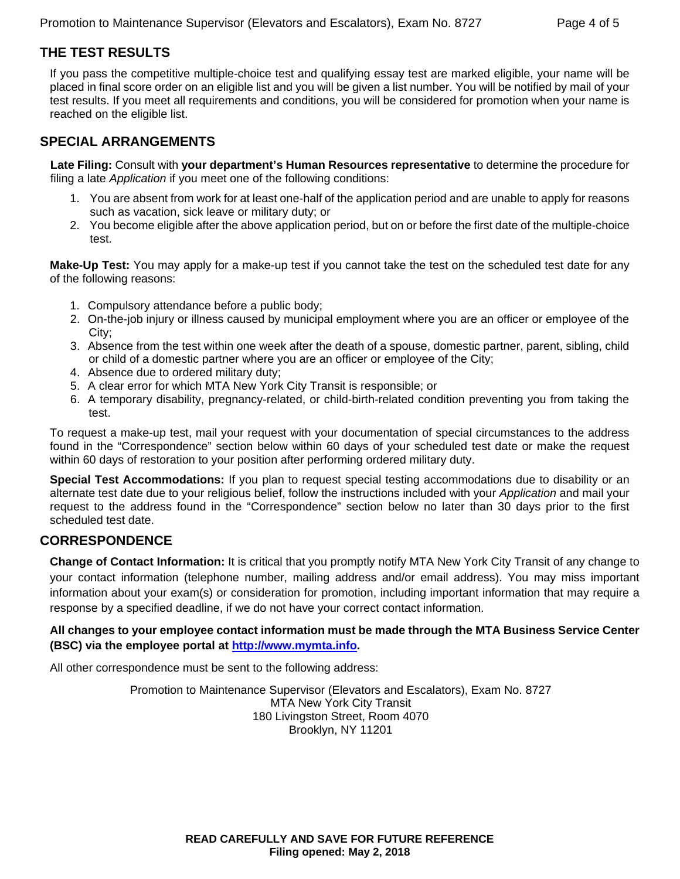## THE TEST RESULTS

If you pass the competitive multiple-choice test and qualifying essay test are marked eligible, your name will be placed in final score order on an eligible list and you will be given a list number. You will be notified by mail of your test results. If you meet all requirements and conditions, you will be considered for promotion when your name is reached on the eligible list.

## SPECIAL ARRANGEMENTS

**Late Filing:** Consult with **your department's Human Resources representative** to determine the procedure for filing a late *Application* if you meet one of the following conditions:

1. You are absent from work for at least one-half of the application period and are unable to apply for reasons such as vacation, sick leave or military duty; or
2. You become eligible after the above application period, but on or before the first date of the multiple-choice test.

**Make-Up Test:** You may apply for a make-up test if you cannot take the test on the scheduled test date for any of the following reasons:

1. Compulsory attendance before a public body;
2. On-the-job injury or illness caused by municipal employment where you are an officer or employee of the City;
3. Absence from the test within one week after the death of a spouse, domestic partner, parent, sibling, child or child of a domestic partner where you are an officer or employee of the City;
4. Absence due to ordered military duty;
5. A clear error for which MTA New York City Transit is responsible; or
6. A temporary disability, pregnancy-related, or child-birth-related condition preventing you from taking the test.

To request a make-up test, mail your request with your documentation of special circumstances to the address found in the "Correspondence" section below within 60 days of your scheduled test date or make the request within 60 days of restoration to your position after performing ordered military duty.

**Special Test Accommodations:** If you plan to request special testing accommodations due to disability or an alternate test date due to your religious belief, follow the instructions included with your *Application* and mail your request to the address found in the "Correspondence" section below no later than 30 days prior to the first scheduled test date.

## CORRESPONDENCE

**Change of Contact Information:** It is critical that you promptly notify MTA New York City Transit of any change to your contact information (telephone number, mailing address and/or email address). You may miss important information about your exam(s) or consideration for promotion, including important information that may require a response by a specified deadline, if we do not have your correct contact information.

**All changes to your employee contact information must be made through the MTA Business Service Center (BSC) via the employee portal at [http://www.mymta.info](http://www.mymta.info).**

All other correspondence must be sent to the following address:

Promotion to Maintenance Supervisor (Elevators and Escalators), Exam No. 8727
MTA New York City Transit
180 Livingston Street, Room 4070
Brooklyn, NY 11201

**READ CAREFULLY AND SAVE FOR FUTURE REFERENCE**
**Filing opened: May 2, 2018**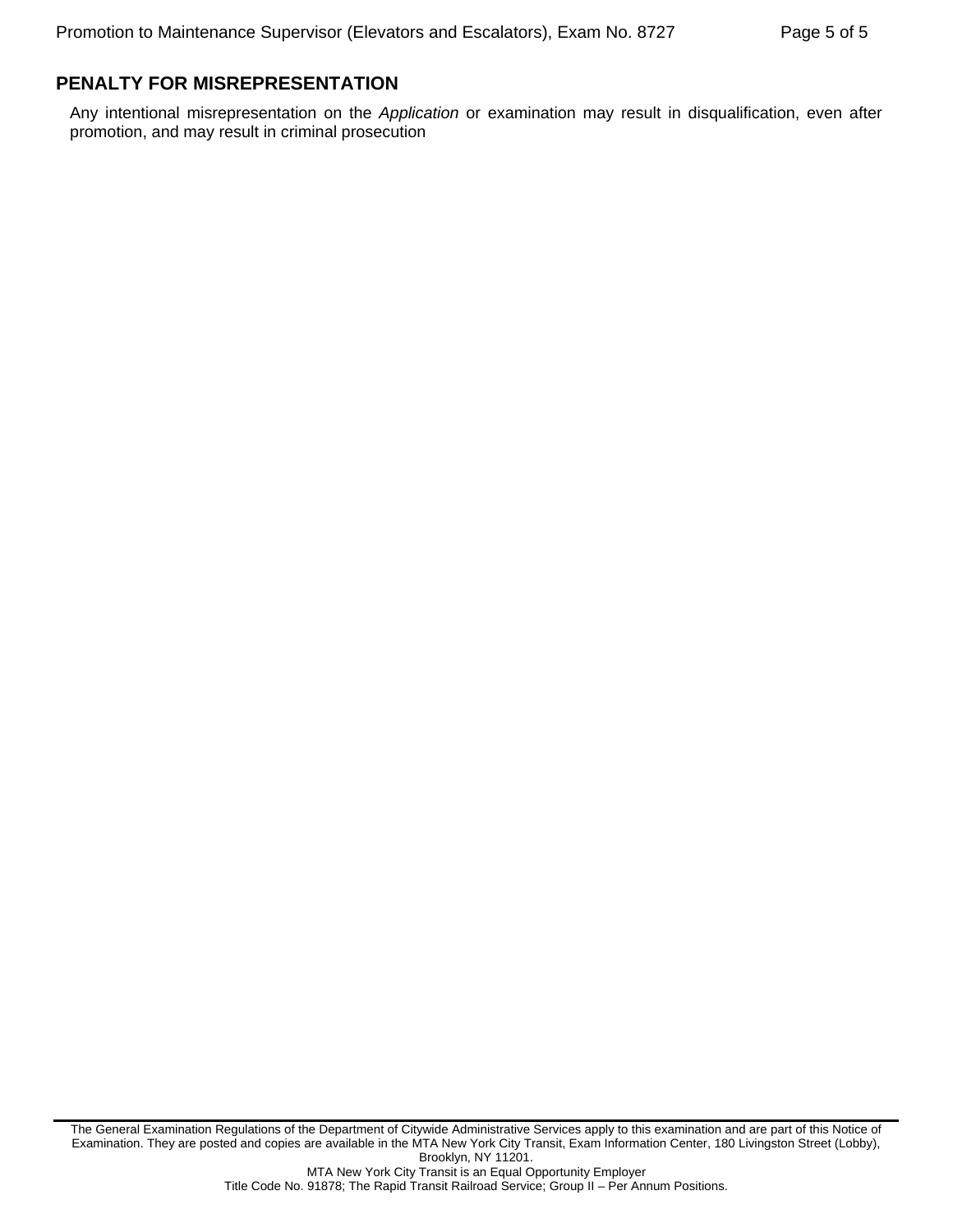## PENALTY FOR MISREPRESENTATION

Any intentional misrepresentation on the *Application* or examination may result in disqualification, even after promotion, and may result in criminal prosecution